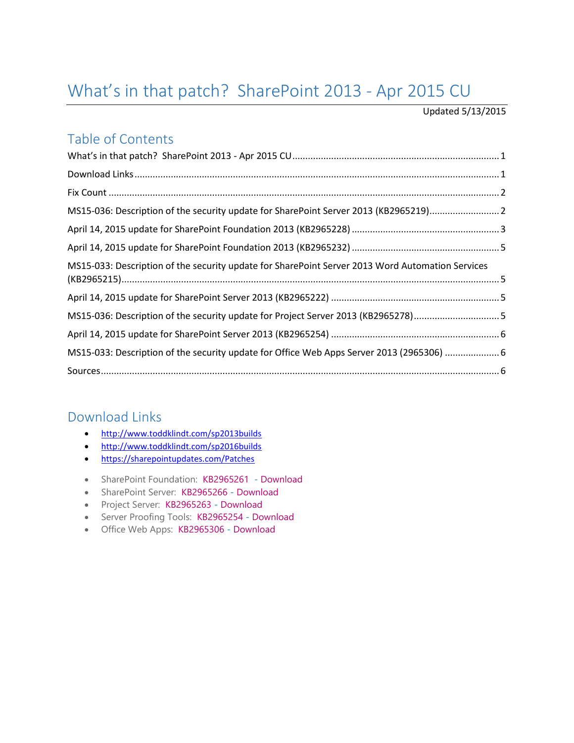# What's in that patch? SharePoint 2013 - Apr 2015 CU

Updated 5/13/2015

## Table of Contents

What's in that patch? SharePoint 2013 - Apr 2015 CU ........ 1

Download Links ........ 1

Fix Count ........ 2

MS15-036: Description of the security update for SharePoint Server 2013 (KB2965219) ........ 2

April 14, 2015 update for SharePoint Foundation 2013 (KB2965228) ........ 3

April 14, 2015 update for SharePoint Foundation 2013 (KB2965232) ........ 5

MS15-033: Description of the security update for SharePoint Server 2013 Word Automation Services (KB2965215) ........ 5

April 14, 2015 update for SharePoint Server 2013 (KB2965222) ........ 5

MS15-036: Description of the security update for Project Server 2013 (KB2965278) ........ 5

April 14, 2015 update for SharePoint Server 2013 (KB2965254) ........ 6

MS15-033: Description of the security update for Office Web Apps Server 2013 (2965306) ........ 6

Sources ........ 6

## Download Links

- http://www.toddklindt.com/sp2013builds
- http://www.toddklindt.com/sp2016builds
- https://sharepointupdates.com/Patches

- SharePoint Foundation: KB2965261 - Download
- SharePoint Server: KB2965266 - Download
- Project Server: KB2965263 - Download
- Server Proofing Tools: KB2965254 - Download
- Office Web Apps: KB2965306 - Download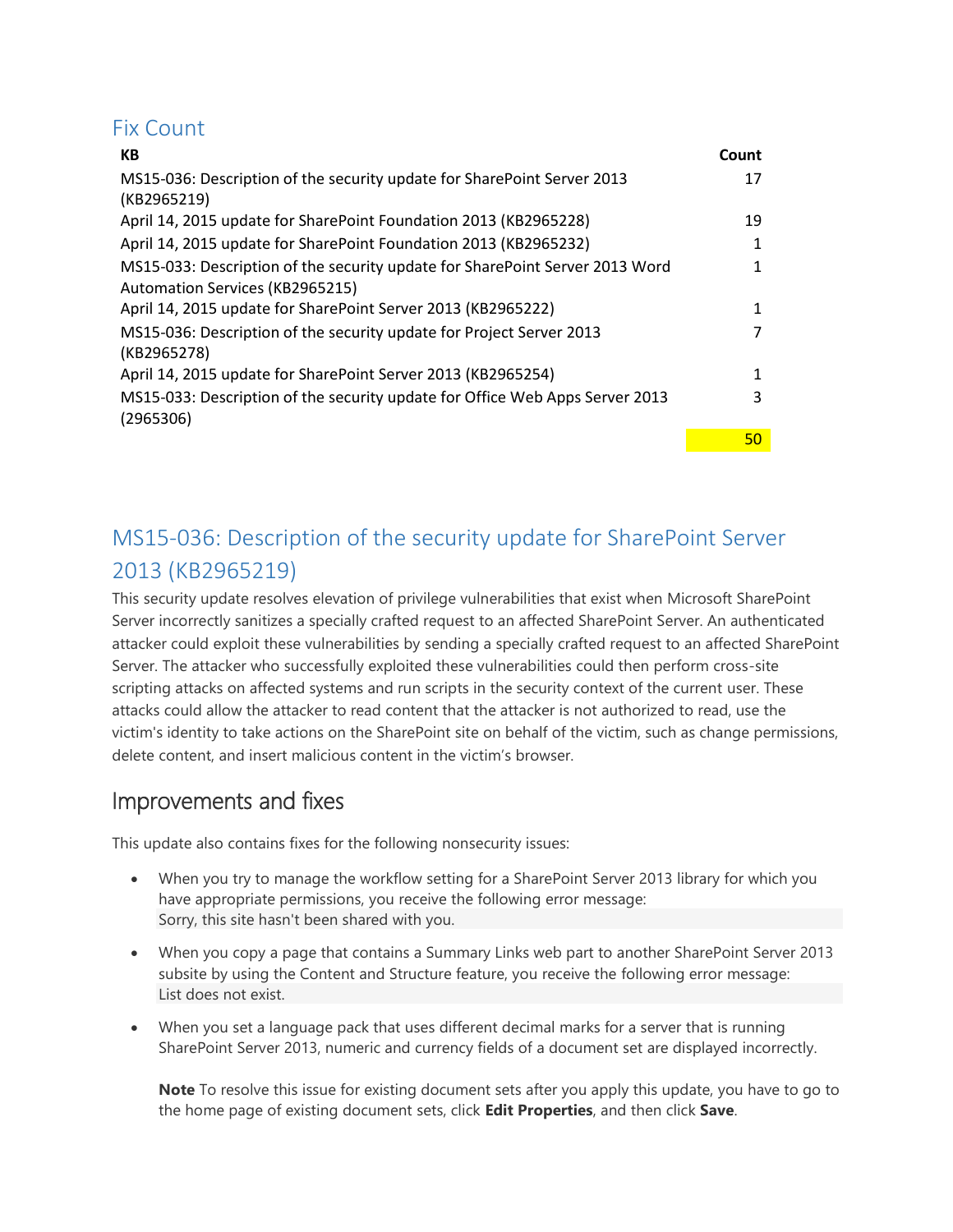## Fix Count

| KB | Count |
|---|---|
| MS15-036: Description of the security update for SharePoint Server 2013 (KB2965219) | 17 |
| April 14, 2015 update for SharePoint Foundation 2013 (KB2965228) | 19 |
| April 14, 2015 update for SharePoint Foundation 2013 (KB2965232) | 1 |
| MS15-033: Description of the security update for SharePoint Server 2013 Word Automation Services (KB2965215) | 1 |
| April 14, 2015 update for SharePoint Server 2013 (KB2965222) | 1 |
| MS15-036: Description of the security update for Project Server 2013 (KB2965278) | 7 |
| April 14, 2015 update for SharePoint Server 2013 (KB2965254) | 1 |
| MS15-033: Description of the security update for Office Web Apps Server 2013 (2965306) | 3 |
| | 50 |

## MS15-036: Description of the security update for SharePoint Server 2013 (KB2965219)

This security update resolves elevation of privilege vulnerabilities that exist when Microsoft SharePoint Server incorrectly sanitizes a specially crafted request to an affected SharePoint Server. An authenticated attacker could exploit these vulnerabilities by sending a specially crafted request to an affected SharePoint Server. The attacker who successfully exploited these vulnerabilities could then perform cross-site scripting attacks on affected systems and run scripts in the security context of the current user. These attacks could allow the attacker to read content that the attacker is not authorized to read, use the victim's identity to take actions on the SharePoint site on behalf of the victim, such as change permissions, delete content, and insert malicious content in the victim's browser.

### Improvements and fixes

This update also contains fixes for the following nonsecurity issues:

- When you try to manage the workflow setting for a SharePoint Server 2013 library for which you have appropriate permissions, you receive the following error message:
  ```
  Sorry, this site hasn't been shared with you.
  ```
- When you copy a page that contains a Summary Links web part to another SharePoint Server 2013 subsite by using the Content and Structure feature, you receive the following error message:
  ```
  List does not exist.
  ```
- When you set a language pack that uses different decimal marks for a server that is running SharePoint Server 2013, numeric and currency fields of a document set are displayed incorrectly.

  **Note** To resolve this issue for existing document sets after you apply this update, you have to go to the home page of existing document sets, click **Edit Properties**, and then click **Save**.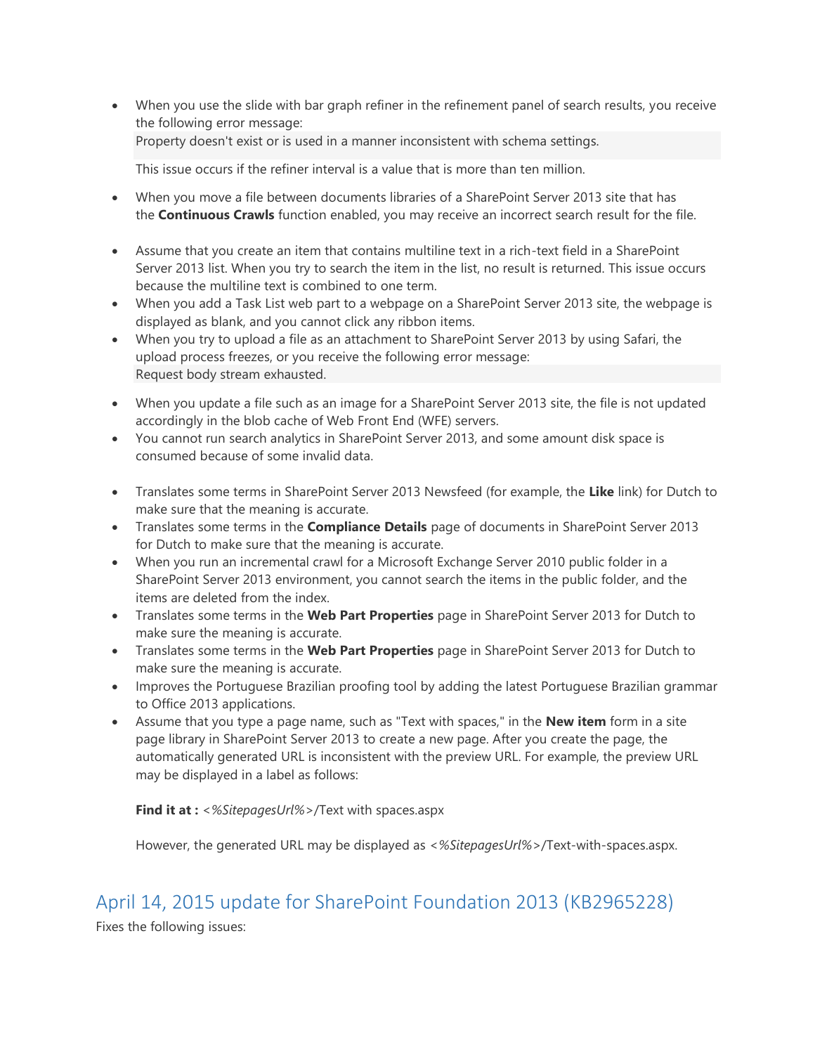- When you use the slide with bar graph refiner in the refinement panel of search results, you receive the following error message:

  ```
  Property doesn't exist or is used in a manner inconsistent with schema settings.
  ```

  This issue occurs if the refiner interval is a value that is more than ten million.
- When you move a file between documents libraries of a SharePoint Server 2013 site that has the **Continuous Crawls** function enabled, you may receive an incorrect search result for the file.
- Assume that you create an item that contains multiline text in a rich-text field in a SharePoint Server 2013 list. When you try to search the item in the list, no result is returned. This issue occurs because the multiline text is combined to one term.
- When you add a Task List web part to a webpage on a SharePoint Server 2013 site, the webpage is displayed as blank, and you cannot click any ribbon items.
- When you try to upload a file as an attachment to SharePoint Server 2013 by using Safari, the upload process freezes, or you receive the following error message:

  ```
  Request body stream exhausted.
  ```
- When you update a file such as an image for a SharePoint Server 2013 site, the file is not updated accordingly in the blob cache of Web Front End (WFE) servers.
- You cannot run search analytics in SharePoint Server 2013, and some amount disk space is consumed because of some invalid data.
- Translates some terms in SharePoint Server 2013 Newsfeed (for example, the **Like** link) for Dutch to make sure that the meaning is accurate.
- Translates some terms in the **Compliance Details** page of documents in SharePoint Server 2013 for Dutch to make sure that the meaning is accurate.
- When you run an incremental crawl for a Microsoft Exchange Server 2010 public folder in a SharePoint Server 2013 environment, you cannot search the items in the public folder, and the items are deleted from the index.
- Translates some terms in the **Web Part Properties** page in SharePoint Server 2013 for Dutch to make sure the meaning is accurate.
- Translates some terms in the **Web Part Properties** page in SharePoint Server 2013 for Dutch to make sure the meaning is accurate.
- Improves the Portuguese Brazilian proofing tool by adding the latest Portuguese Brazilian grammar to Office 2013 applications.
- Assume that you type a page name, such as "Text with spaces," in the **New item** form in a site page library in SharePoint Server 2013 to create a new page. After you create the page, the automatically generated URL is inconsistent with the preview URL. For example, the preview URL may be displayed in a label as follows:

  **Find it at :** <*%SitepagesUrl%*>/Text with spaces.aspx

  However, the generated URL may be displayed as <*%SitepagesUrl%*>/Text-with-spaces.aspx.

## April 14, 2015 update for SharePoint Foundation 2013 (KB2965228)

Fixes the following issues: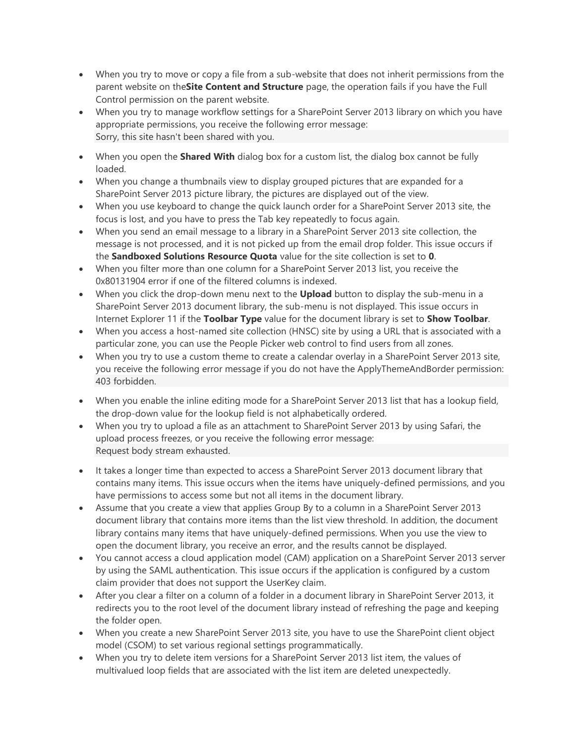- When you try to move or copy a file from a sub-website that does not inherit permissions from the parent website on the**Site Content and Structure** page, the operation fails if you have the Full Control permission on the parent website.
- When you try to manage workflow settings for a SharePoint Server 2013 library on which you have appropriate permissions, you receive the following error message:
  ```
  Sorry, this site hasn't been shared with you.
  ```
- When you open the **Shared With** dialog box for a custom list, the dialog box cannot be fully loaded.
- When you change a thumbnails view to display grouped pictures that are expanded for a SharePoint Server 2013 picture library, the pictures are displayed out of the view.
- When you use keyboard to change the quick launch order for a SharePoint Server 2013 site, the focus is lost, and you have to press the Tab key repeatedly to focus again.
- When you send an email message to a library in a SharePoint Server 2013 site collection, the message is not processed, and it is not picked up from the email drop folder. This issue occurs if the **Sandboxed Solutions Resource Quota** value for the site collection is set to **0**.
- When you filter more than one column for a SharePoint Server 2013 list, you receive the 0x80131904 error if one of the filtered columns is indexed.
- When you click the drop-down menu next to the **Upload** button to display the sub-menu in a SharePoint Server 2013 document library, the sub-menu is not displayed. This issue occurs in Internet Explorer 11 if the **Toolbar Type** value for the document library is set to **Show Toolbar**.
- When you access a host-named site collection (HNSC) site by using a URL that is associated with a particular zone, you can use the People Picker web control to find users from all zones.
- When you try to use a custom theme to create a calendar overlay in a SharePoint Server 2013 site, you receive the following error message if you do not have the ApplyThemeAndBorder permission:
  ```
  403 forbidden.
  ```
- When you enable the inline editing mode for a SharePoint Server 2013 list that has a lookup field, the drop-down value for the lookup field is not alphabetically ordered.
- When you try to upload a file as an attachment to SharePoint Server 2013 by using Safari, the upload process freezes, or you receive the following error message:
  ```
  Request body stream exhausted.
  ```
- It takes a longer time than expected to access a SharePoint Server 2013 document library that contains many items. This issue occurs when the items have uniquely-defined permissions, and you have permissions to access some but not all items in the document library.
- Assume that you create a view that applies Group By to a column in a SharePoint Server 2013 document library that contains more items than the list view threshold. In addition, the document library contains many items that have uniquely-defined permissions. When you use the view to open the document library, you receive an error, and the results cannot be displayed.
- You cannot access a cloud application model (CAM) application on a SharePoint Server 2013 server by using the SAML authentication. This issue occurs if the application is configured by a custom claim provider that does not support the UserKey claim.
- After you clear a filter on a column of a folder in a document library in SharePoint Server 2013, it redirects you to the root level of the document library instead of refreshing the page and keeping the folder open.
- When you create a new SharePoint Server 2013 site, you have to use the SharePoint client object model (CSOM) to set various regional settings programmatically.
- When you try to delete item versions for a SharePoint Server 2013 list item, the values of multivalued loop fields that are associated with the list item are deleted unexpectedly.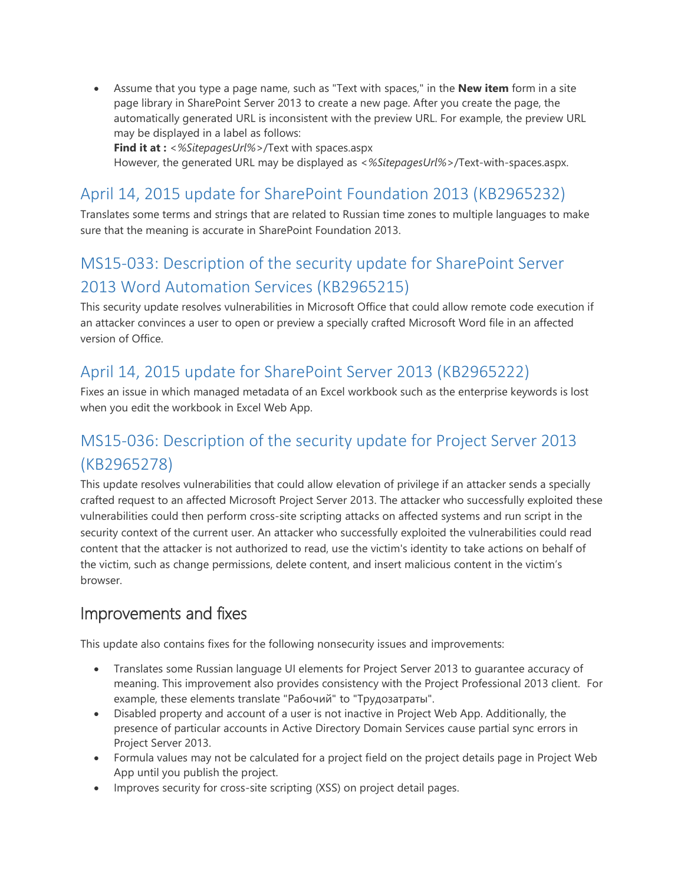- Assume that you type a page name, such as "Text with spaces," in the **New item** form in a site page library in SharePoint Server 2013 to create a new page. After you create the page, the automatically generated URL is inconsistent with the preview URL. For example, the preview URL may be displayed in a label as follows:
  **Find it at :** <*%SitepagesUrl%*>/Text with spaces.aspx
  However, the generated URL may be displayed as <*%SitepagesUrl%*>/Text-with-spaces.aspx.

## April 14, 2015 update for SharePoint Foundation 2013 (KB2965232)

Translates some terms and strings that are related to Russian time zones to multiple languages to make sure that the meaning is accurate in SharePoint Foundation 2013.

## MS15-033: Description of the security update for SharePoint Server 2013 Word Automation Services (KB2965215)

This security update resolves vulnerabilities in Microsoft Office that could allow remote code execution if an attacker convinces a user to open or preview a specially crafted Microsoft Word file in an affected version of Office.

## April 14, 2015 update for SharePoint Server 2013 (KB2965222)

Fixes an issue in which managed metadata of an Excel workbook such as the enterprise keywords is lost when you edit the workbook in Excel Web App.

## MS15-036: Description of the security update for Project Server 2013 (KB2965278)

This update resolves vulnerabilities that could allow elevation of privilege if an attacker sends a specially crafted request to an affected Microsoft Project Server 2013. The attacker who successfully exploited these vulnerabilities could then perform cross-site scripting attacks on affected systems and run script in the security context of the current user. An attacker who successfully exploited the vulnerabilities could read content that the attacker is not authorized to read, use the victim's identity to take actions on behalf of the victim, such as change permissions, delete content, and insert malicious content in the victim's browser.

### Improvements and fixes

This update also contains fixes for the following nonsecurity issues and improvements:

- Translates some Russian language UI elements for Project Server 2013 to guarantee accuracy of meaning. This improvement also provides consistency with the Project Professional 2013 client. For example, these elements translate "Рабочий" to "Трудозатраты".
- Disabled property and account of a user is not inactive in Project Web App. Additionally, the presence of particular accounts in Active Directory Domain Services cause partial sync errors in Project Server 2013.
- Formula values may not be calculated for a project field on the project details page in Project Web App until you publish the project.
- Improves security for cross-site scripting (XSS) on project detail pages.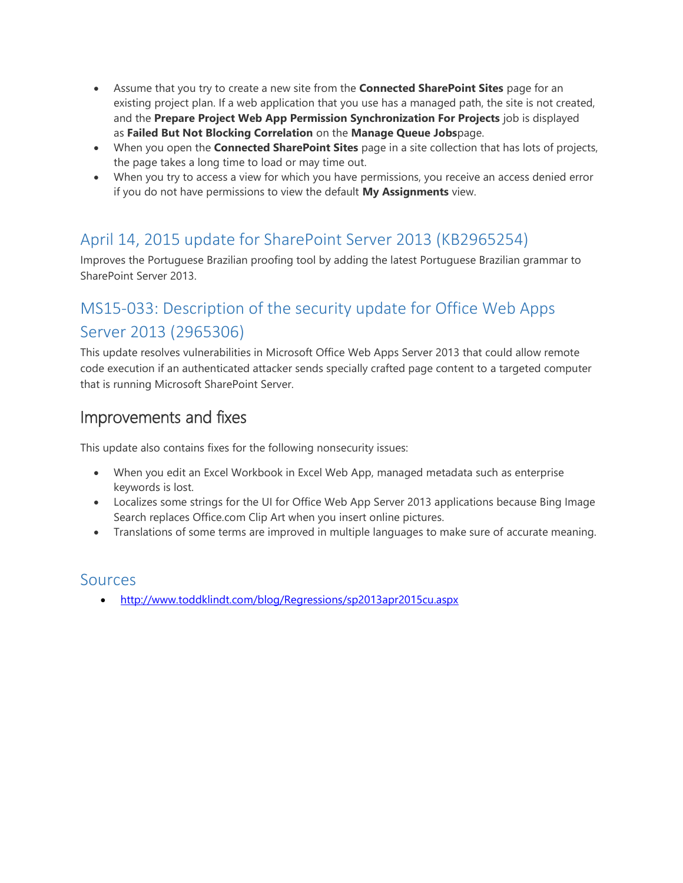- Assume that you try to create a new site from the **Connected SharePoint Sites** page for an existing project plan. If a web application that you use has a managed path, the site is not created, and the **Prepare Project Web App Permission Synchronization For Projects** job is displayed as **Failed But Not Blocking Correlation** on the **Manage Queue Jobs**page.
- When you open the **Connected SharePoint Sites** page in a site collection that has lots of projects, the page takes a long time to load or may time out.
- When you try to access a view for which you have permissions, you receive an access denied error if you do not have permissions to view the default **My Assignments** view.

## April 14, 2015 update for SharePoint Server 2013 (KB2965254)

Improves the Portuguese Brazilian proofing tool by adding the latest Portuguese Brazilian grammar to SharePoint Server 2013.

## MS15-033: Description of the security update for Office Web Apps Server 2013 (2965306)

This update resolves vulnerabilities in Microsoft Office Web Apps Server 2013 that could allow remote code execution if an authenticated attacker sends specially crafted page content to a targeted computer that is running Microsoft SharePoint Server.

### Improvements and fixes

This update also contains fixes for the following nonsecurity issues:

- When you edit an Excel Workbook in Excel Web App, managed metadata such as enterprise keywords is lost.
- Localizes some strings for the UI for Office Web App Server 2013 applications because Bing Image Search replaces Office.com Clip Art when you insert online pictures.
- Translations of some terms are improved in multiple languages to make sure of accurate meaning.

## Sources

- http://www.toddklindt.com/blog/Regressions/sp2013apr2015cu.aspx